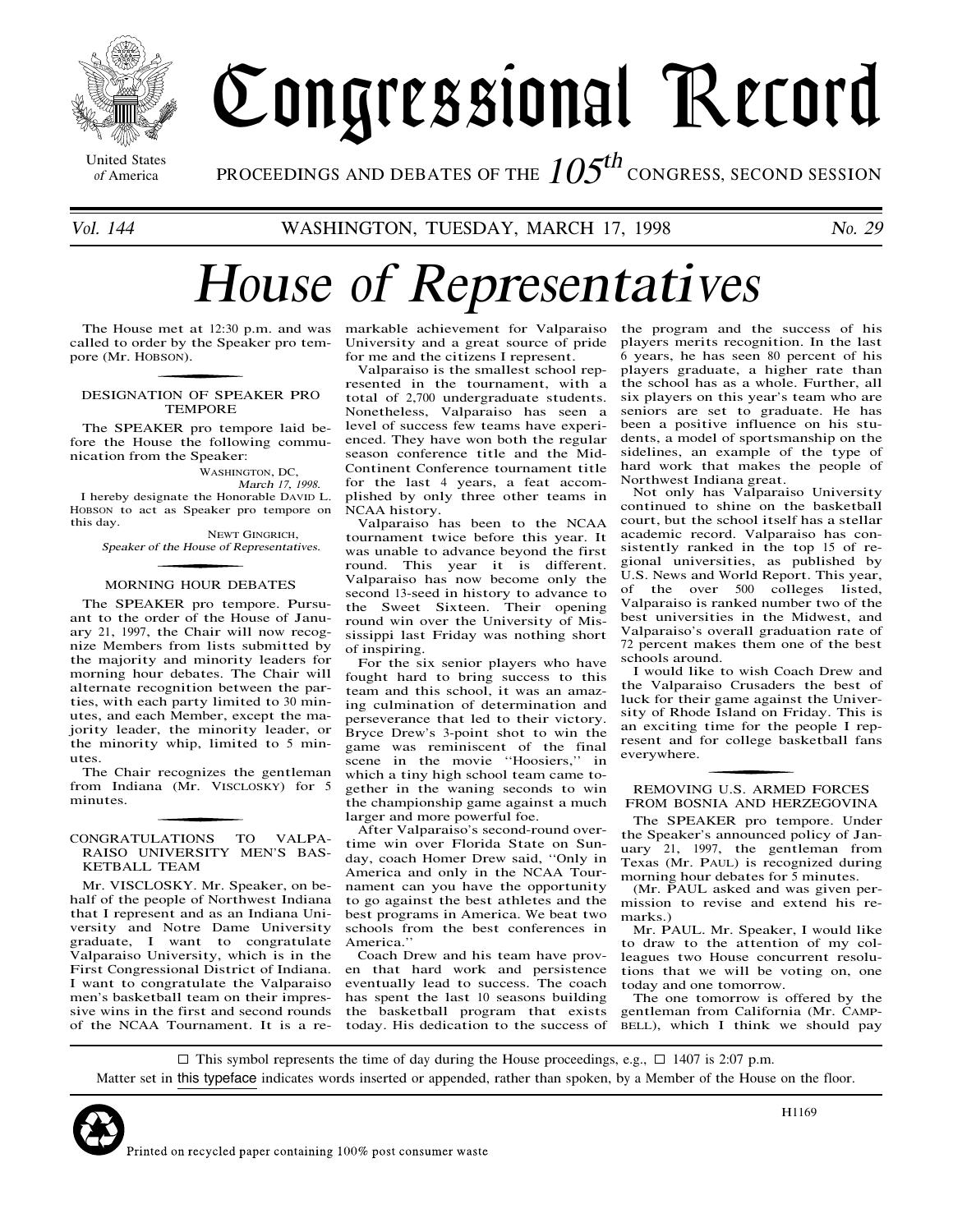# Congressional Record

United States of America

PROCEEDINGS AND DEBATES OF THE 105th CONGRESS, SECOND SESSION

*Vol. 144* WASHINGTON, TUESDAY, MARCH 17, 1998 *No. 29*

# *House of Representatives*

The House met at 12:30 p.m. and was called to order by the Speaker pro tempore (Mr. HOBSON).

## DESIGNATION OF SPEAKER PRO TEMPORE

The SPEAKER pro tempore laid before the House the following communication from the Speaker:

WASHINGTON, DC,
*March 17, 1998.*

I hereby designate the Honorable DAVID L. HOBSON to act as Speaker pro tempore on this day.

NEWT GINGRICH,
*Speaker of the House of Representatives.*

## MORNING HOUR DEBATES

The SPEAKER pro tempore. Pursuant to the order of the House of January 21, 1997, the Chair will now recognize Members from lists submitted by the majority and minority leaders for morning hour debates. The Chair will alternate recognition between the parties, with each party limited to 30 minutes, and each Member, except the majority leader, the minority leader, or the minority whip, limited to 5 minutes.

The Chair recognizes the gentleman from Indiana (Mr. VISCLOSKY) for 5 minutes.

## CONGRATULATIONS TO VALPARAISO UNIVERSITY MEN'S BASKETBALL TEAM

Mr. VISCLOSKY. Mr. Speaker, on behalf of the people of Northwest Indiana that I represent and as an Indiana University and Notre Dame University graduate, I want to congratulate Valparaiso University, which is in the First Congressional District of Indiana. I want to congratulate the Valparaiso men's basketball team on their impressive wins in the first and second rounds of the NCAA Tournament. It is a remarkable achievement for Valparaiso University and a great source of pride for me and the citizens I represent.

Valparaiso is the smallest school represented in the tournament, with a total of 2,700 undergraduate students. Nonetheless, Valparaiso has seen a level of success few teams have experienced. They have won both the regular season conference title and the Mid-Continent Conference tournament title for the last 4 years, a feat accomplished by only three other teams in NCAA history.

Valparaiso has been to the NCAA tournament twice before this year. It was unable to advance beyond the first round. This year it is different. Valparaiso has now become only the second 13-seed in history to advance to the Sweet Sixteen. Their opening round win over the University of Mississippi last Friday was nothing short of inspiring.

For the six senior players who have fought hard to bring success to this team and this school, it was an amazing culmination of determination and perseverance that led to their victory. Bryce Drew's 3-point shot to win the game was reminiscent of the final scene in the movie ''Hoosiers,'' in which a tiny high school team came together in the waning seconds to win the championship game against a much larger and more powerful foe.

After Valparaiso's second-round overtime win over Florida State on Sunday, coach Homer Drew said, ''Only in America and only in the NCAA Tournament can you have the opportunity to go against the best athletes and the best programs in America. We beat two schools from the best conferences in America.''

Coach Drew and his team have proven that hard work and persistence eventually lead to success. The coach has spent the last 10 seasons building the basketball program that exists today. His dedication to the success of the program and the success of his players merits recognition. In the last 6 years, he has seen 80 percent of his players graduate, a higher rate than the school has as a whole. Further, all six players on this year's team who are seniors are set to graduate. He has been a positive influence on his students, a model of sportsmanship on the sidelines, an example of the type of hard work that makes the people of Northwest Indiana great.

Not only has Valparaiso University continued to shine on the basketball court, but the school itself has a stellar academic record. Valparaiso has consistently ranked in the top 15 of regional universities, as published by U.S. News and World Report. This year, of the over 500 colleges listed, Valparaiso is ranked number two of the best universities in the Midwest, and Valparaiso's overall graduation rate of 72 percent makes them one of the best schools around.

I would like to wish Coach Drew and the Valparaiso Crusaders the best of luck for their game against the University of Rhode Island on Friday. This is an exciting time for the people I represent and for college basketball fans everywhere.

## REMOVING U.S. ARMED FORCES FROM BOSNIA AND HERZEGOVINA

The SPEAKER pro tempore. Under the Speaker's announced policy of January 21, 1997, the gentleman from Texas (Mr. PAUL) is recognized during morning hour debates for 5 minutes.

(Mr. PAUL asked and was given permission to revise and extend his remarks.)

Mr. PAUL. Mr. Speaker, I would like to draw to the attention of my colleagues two House concurrent resolutions that we will be voting on, one today and one tomorrow.

The one tomorrow is offered by the gentleman from California (Mr. CAMPBELL), which I think we should pay

---

□ This symbol represents the time of day during the House proceedings, e.g., □ 1407 is 2:07 p.m.

Matter set in this typeface indicates words inserted or appended, rather than spoken, by a Member of the House on the floor.

Printed on recycled paper containing 100% post consumer waste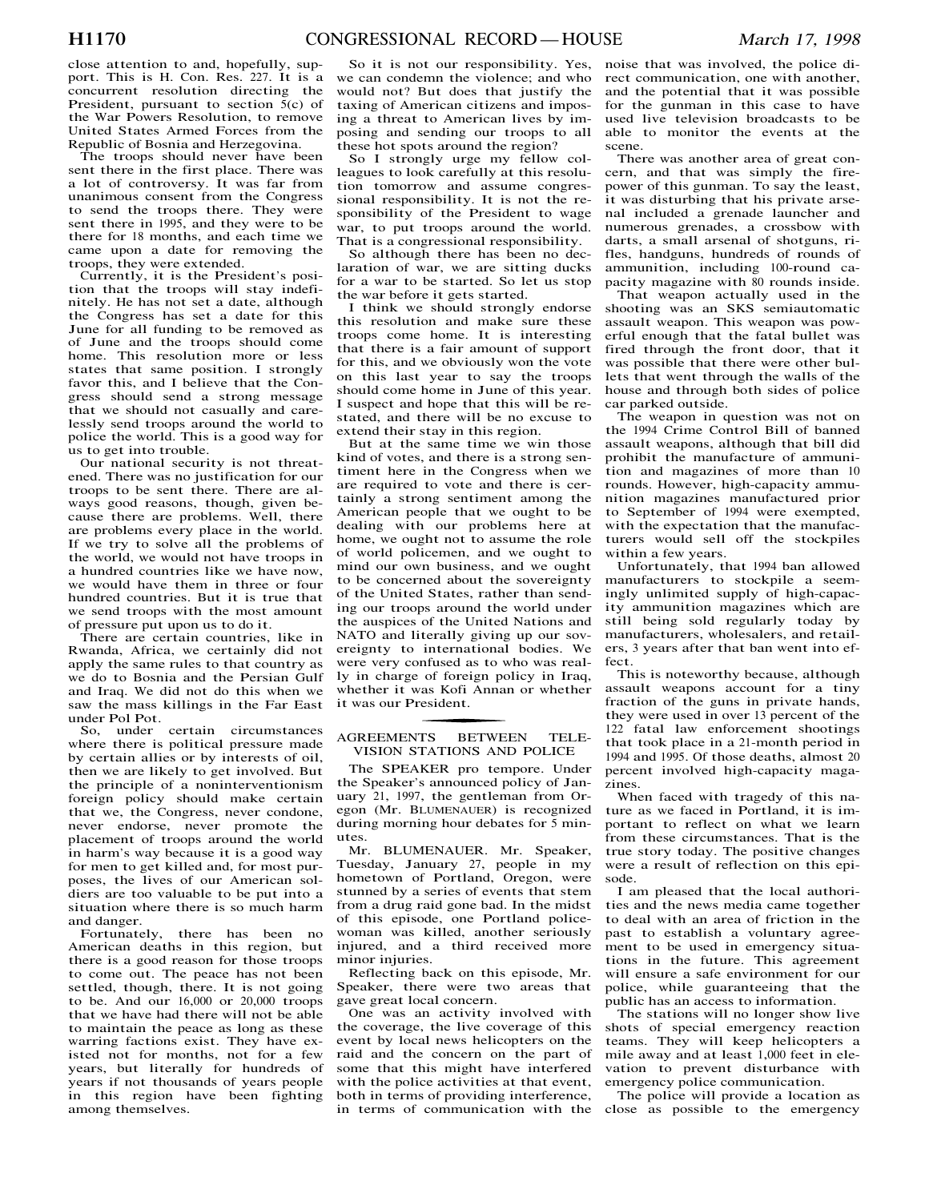close attention to and, hopefully, support. This is H. Con. Res. 227. It is a concurrent resolution directing the President, pursuant to section 5(c) of the War Powers Resolution, to remove United States Armed Forces from the Republic of Bosnia and Herzegovina.

The troops should never have been sent there in the first place. There was a lot of controversy. It was far from unanimous consent from the Congress to send the troops there. They were sent there in 1995, and they were to be there for 18 months, and each time we came upon a date for removing the troops, they were extended.

Currently, it is the President's position that the troops will stay indefinitely. He has not set a date, although the Congress has set a date for this June for all funding to be removed as of June and the troops should come home. This resolution more or less states that same position. I strongly favor this, and I believe that the Congress should send a strong message that we should not casually and carelessly send troops around the world to police the world. This is a good way for us to get into trouble.

Our national security is not threatened. There was no justification for our troops to be sent there. There are always good reasons, though, given because there are problems. Well, there are problems every place in the world. If we try to solve all the problems of the world, we would not have troops in a hundred countries like we have now, we would have them in three or four hundred countries. But it is true that we send troops with the most amount of pressure put upon us to do it.

There are certain countries, like in Rwanda, Africa, we certainly did not apply the same rules to that country as we do to Bosnia and the Persian Gulf and Iraq. We did not do this when we saw the mass killings in the Far East under Pol Pot.

So, under certain circumstances where there is political pressure made by certain allies or by interests of oil, then we are likely to get involved. But the principle of a noninterventionism foreign policy should make certain that we, the Congress, never condone, never endorse, never promote the placement of troops around the world in harm's way because it is a good way for men to get killed and, for most purposes, the lives of our American soldiers are too valuable to be put into a situation where there is so much harm and danger.

Fortunately, there has been no American deaths in this region, but there is a good reason for those troops to come out. The peace has not been settled, though, there. It is not going to be. And our 16,000 or 20,000 troops that we have had there will not be able to maintain the peace as long as these warring factions exist. They have existed not for months, not for a few years, but literally for hundreds of years if not thousands of years people in this region have been fighting among themselves.

So it is not our responsibility. Yes, we can condemn the violence; and who would not? But does that justify the taxing of American citizens and imposing a threat to American lives by imposing and sending our troops to all these hot spots around the region?

So I strongly urge my fellow colleagues to look carefully at this resolution tomorrow and assume congressional responsibility. It is not the responsibility of the President to wage war, to put troops around the world. That is a congressional responsibility.

So although there has been no declaration of war, we are sitting ducks for a war to be started. So let us stop the war before it gets started.

I think we should strongly endorse this resolution and make sure these troops come home. It is interesting that there is a fair amount of support for this, and we obviously won the vote on this last year to say the troops should come home in June of this year. I suspect and hope that this will be restated, and there will be no excuse to extend their stay in this region.

But at the same time we win those kind of votes, and there is a strong sentiment here in the Congress when we are required to vote and there is certainly a strong sentiment among the American people that we ought to be dealing with our problems here at home, we ought not to assume the role of world policemen, and we ought to mind our own business, and we ought to be concerned about the sovereignty of the United States, rather than sending our troops around the world under the auspices of the United Nations and NATO and literally giving up our sovereignty to international bodies. We were very confused as to who was really in charge of foreign policy in Iraq, whether it was Kofi Annan or whether it was our President.

---

## AGREEMENTS BETWEEN TELEVISION STATIONS AND POLICE

The SPEAKER pro tempore. Under the Speaker's announced policy of January 21, 1997, the gentleman from Oregon (Mr. BLUMENAUER) is recognized during morning hour debates for 5 minutes.

Mr. BLUMENAUER. Mr. Speaker, Tuesday, January 27, people in my hometown of Portland, Oregon, were stunned by a series of events that stem from a drug raid gone bad. In the midst of this episode, one Portland policewoman was killed, another seriously injured, and a third received more minor injuries.

Reflecting back on this episode, Mr. Speaker, there were two areas that gave great local concern.

One was an activity involved with the coverage, the live coverage of this event by local news helicopters on the raid and the concern on the part of some that this might have interfered with the police activities at that event, both in terms of providing interference, in terms of communication with the noise that was involved, the police direct communication, one with another, and the potential that it was possible for the gunman in this case to have used live television broadcasts to be able to monitor the events at the scene.

There was another area of great concern, and that was simply the firepower of this gunman. To say the least, it was disturbing that his private arsenal included a grenade launcher and numerous grenades, a crossbow with darts, a small arsenal of shotguns, rifles, handguns, hundreds of rounds of ammunition, including 100-round capacity magazine with 80 rounds inside.

That weapon actually used in the shooting was an SKS semiautomatic assault weapon. This weapon was powerful enough that the fatal bullet was fired through the front door, that it was possible that there were other bullets that went through the walls of the house and through both sides of police car parked outside.

The weapon in question was not on the 1994 Crime Control Bill of banned assault weapons, although that bill did prohibit the manufacture of ammunition and magazines of more than 10 rounds. However, high-capacity ammunition magazines manufactured prior to September of 1994 were exempted, with the expectation that the manufacturers would sell off the stockpiles within a few years.

Unfortunately, that 1994 ban allowed manufacturers to stockpile a seemingly unlimited supply of high-capacity ammunition magazines which are still being sold regularly today by manufacturers, wholesalers, and retailers, 3 years after that ban went into effect.

This is noteworthy because, although assault weapons account for a tiny fraction of the guns in private hands, they were used in over 13 percent of the 122 fatal law enforcement shootings that took place in a 21-month period in 1994 and 1995. Of those deaths, almost 20 percent involved high-capacity magazines.

When faced with tragedy of this nature as we faced in Portland, it is important to reflect on what we learn from these circumstances. That is the true story today. The positive changes were a result of reflection on this episode.

I am pleased that the local authorities and the news media came together to deal with an area of friction in the past to establish a voluntary agreement to be used in emergency situations in the future. This agreement will ensure a safe environment for our police, while guaranteeing that the public has an access to information.

The stations will no longer show live shots of special emergency reaction teams. They will keep helicopters a mile away and at least 1,000 feet in elevation to prevent disturbance with emergency police communication.

The police will provide a location as close as possible to the emergency